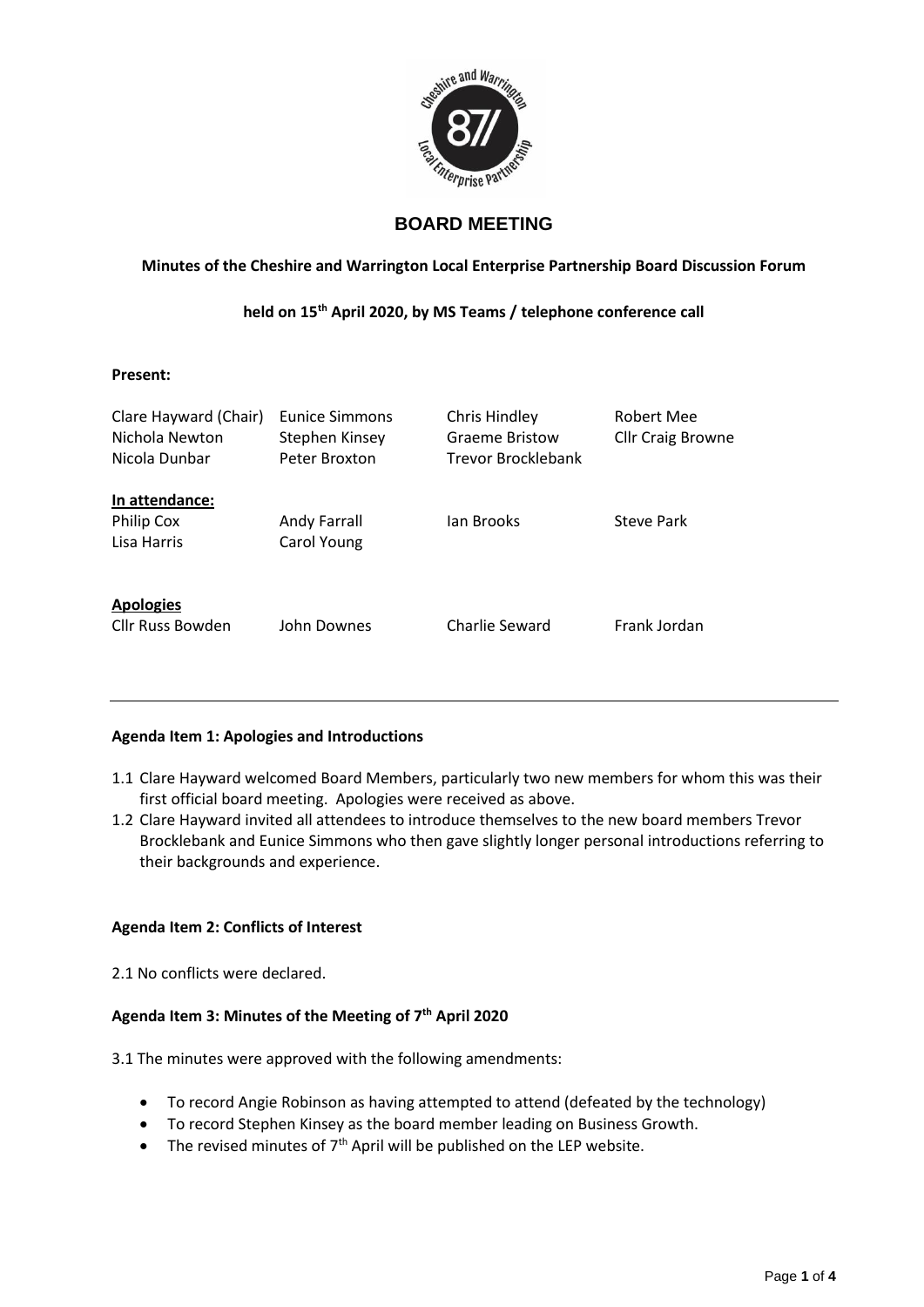# BOARD MEETING

**Minutes of the Cheshire and Warrington Local Enterprise Partnership Board Discussion Forum**

**held on 15th April 2020, by MS Teams / telephone conference call**

**Present:**

| | | | |
|---|---|---|---|
| Clare Hayward (Chair) | Eunice Simmons | Chris Hindley | Robert Mee |
| Nichola Newton | Stephen Kinsey | Graeme Bristow | Cllr Craig Browne |
| Nicola Dunbar | Peter Broxton | Trevor Brocklebank | |

**In attendance:**

| | | | |
|---|---|---|---|
| Philip Cox | Andy Farrall | Ian Brooks | Steve Park |
| Lisa Harris | Carol Young | | |

**Apologies**

| | | | |
|---|---|---|---|
| Cllr Russ Bowden | John Downes | Charlie Seward | Frank Jordan |

---

**Agenda Item 1: Apologies and Introductions**

1.1 Clare Hayward welcomed Board Members, particularly two new members for whom this was their first official board meeting. Apologies were received as above.

1.2 Clare Hayward invited all attendees to introduce themselves to the new board members Trevor Brocklebank and Eunice Simmons who then gave slightly longer personal introductions referring to their backgrounds and experience.

**Agenda Item 2: Conflicts of Interest**

2.1 No conflicts were declared.

**Agenda Item 3: Minutes of the Meeting of 7th April 2020**

3.1 The minutes were approved with the following amendments:

- To record Angie Robinson as having attempted to attend (defeated by the technology)
- To record Stephen Kinsey as the board member leading on Business Growth.
- The revised minutes of 7th April will be published on the LEP website.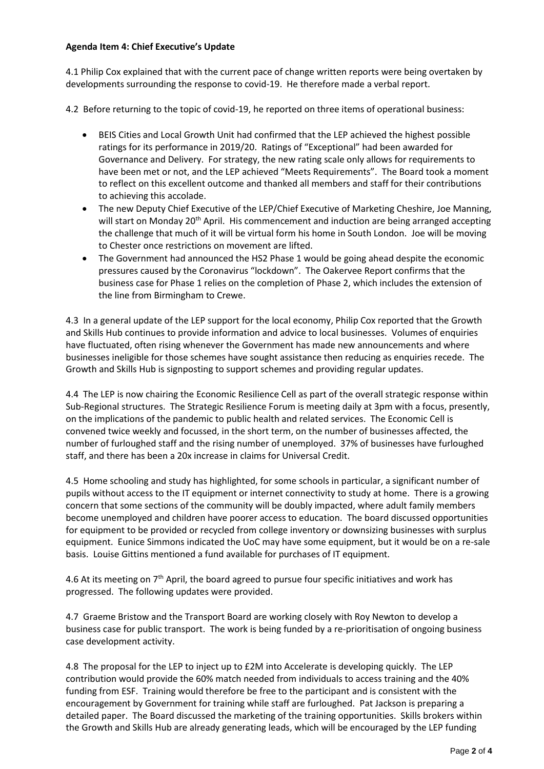**Agenda Item 4: Chief Executive's Update**

4.1 Philip Cox explained that with the current pace of change written reports were being overtaken by developments surrounding the response to covid-19. He therefore made a verbal report.

4.2 Before returning to the topic of covid-19, he reported on three items of operational business:

- BEIS Cities and Local Growth Unit had confirmed that the LEP achieved the highest possible ratings for its performance in 2019/20. Ratings of "Exceptional" had been awarded for Governance and Delivery. For strategy, the new rating scale only allows for requirements to have been met or not, and the LEP achieved "Meets Requirements". The Board took a moment to reflect on this excellent outcome and thanked all members and staff for their contributions to achieving this accolade.
- The new Deputy Chief Executive of the LEP/Chief Executive of Marketing Cheshire, Joe Manning, will start on Monday 20th April. His commencement and induction are being arranged accepting the challenge that much of it will be virtual form his home in South London. Joe will be moving to Chester once restrictions on movement are lifted.
- The Government had announced the HS2 Phase 1 would be going ahead despite the economic pressures caused by the Coronavirus "lockdown". The Oakervee Report confirms that the business case for Phase 1 relies on the completion of Phase 2, which includes the extension of the line from Birmingham to Crewe.

4.3 In a general update of the LEP support for the local economy, Philip Cox reported that the Growth and Skills Hub continues to provide information and advice to local businesses. Volumes of enquiries have fluctuated, often rising whenever the Government has made new announcements and where businesses ineligible for those schemes have sought assistance then reducing as enquiries recede. The Growth and Skills Hub is signposting to support schemes and providing regular updates.

4.4 The LEP is now chairing the Economic Resilience Cell as part of the overall strategic response within Sub-Regional structures. The Strategic Resilience Forum is meeting daily at 3pm with a focus, presently, on the implications of the pandemic to public health and related services. The Economic Cell is convened twice weekly and focussed, in the short term, on the number of businesses affected, the number of furloughed staff and the rising number of unemployed. 37% of businesses have furloughed staff, and there has been a 20x increase in claims for Universal Credit.

4.5 Home schooling and study has highlighted, for some schools in particular, a significant number of pupils without access to the IT equipment or internet connectivity to study at home. There is a growing concern that some sections of the community will be doubly impacted, where adult family members become unemployed and children have poorer access to education. The board discussed opportunities for equipment to be provided or recycled from college inventory or downsizing businesses with surplus equipment. Eunice Simmons indicated the UoC may have some equipment, but it would be on a re-sale basis. Louise Gittins mentioned a fund available for purchases of IT equipment.

4.6 At its meeting on 7th April, the board agreed to pursue four specific initiatives and work has progressed. The following updates were provided.

4.7 Graeme Bristow and the Transport Board are working closely with Roy Newton to develop a business case for public transport. The work is being funded by a re-prioritisation of ongoing business case development activity.

4.8 The proposal for the LEP to inject up to £2M into Accelerate is developing quickly. The LEP contribution would provide the 60% match needed from individuals to access training and the 40% funding from ESF. Training would therefore be free to the participant and is consistent with the encouragement by Government for training while staff are furloughed. Pat Jackson is preparing a detailed paper. The Board discussed the marketing of the training opportunities. Skills brokers within the Growth and Skills Hub are already generating leads, which will be encouraged by the LEP funding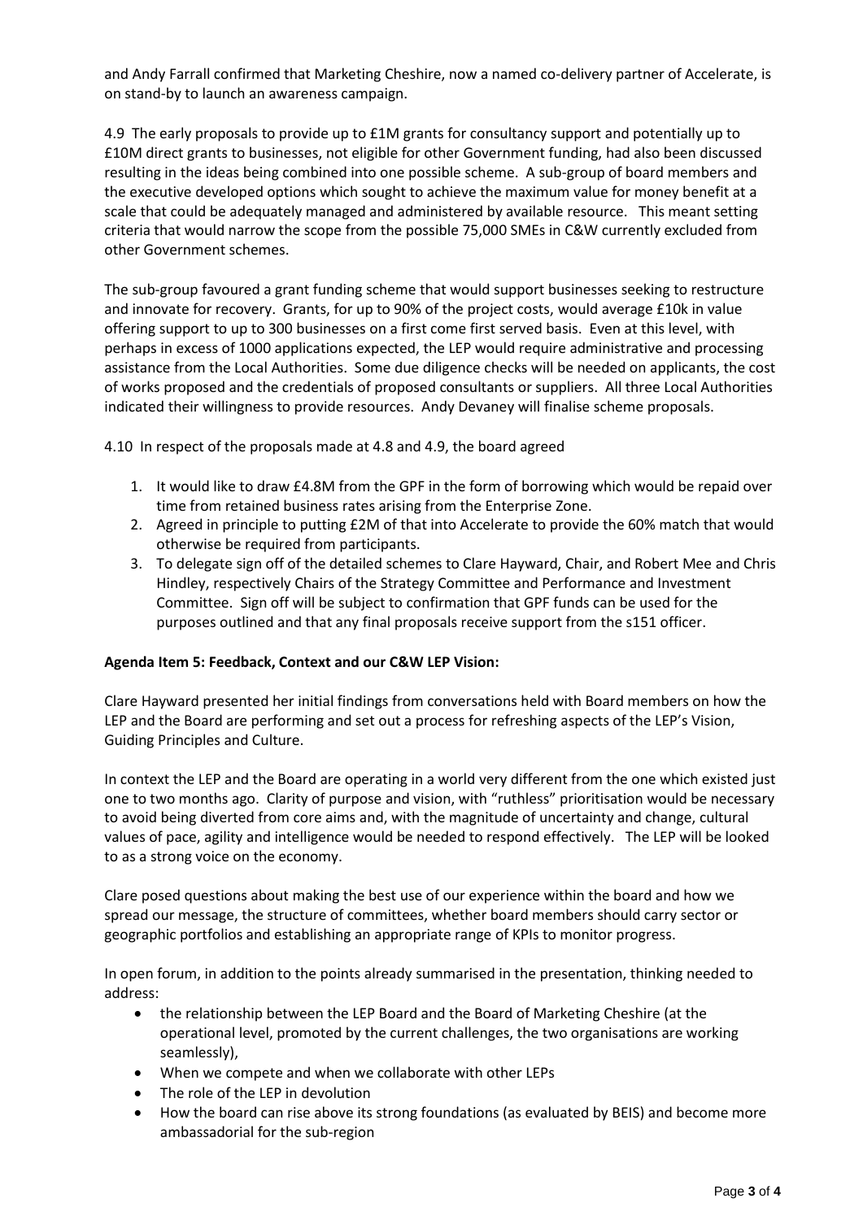and Andy Farrall confirmed that Marketing Cheshire, now a named co-delivery partner of Accelerate, is on stand-by to launch an awareness campaign.

4.9 The early proposals to provide up to £1M grants for consultancy support and potentially up to £10M direct grants to businesses, not eligible for other Government funding, had also been discussed resulting in the ideas being combined into one possible scheme. A sub-group of board members and the executive developed options which sought to achieve the maximum value for money benefit at a scale that could be adequately managed and administered by available resource. This meant setting criteria that would narrow the scope from the possible 75,000 SMEs in C&W currently excluded from other Government schemes.

The sub-group favoured a grant funding scheme that would support businesses seeking to restructure and innovate for recovery. Grants, for up to 90% of the project costs, would average £10k in value offering support to up to 300 businesses on a first come first served basis. Even at this level, with perhaps in excess of 1000 applications expected, the LEP would require administrative and processing assistance from the Local Authorities. Some due diligence checks will be needed on applicants, the cost of works proposed and the credentials of proposed consultants or suppliers. All three Local Authorities indicated their willingness to provide resources. Andy Devaney will finalise scheme proposals.

4.10 In respect of the proposals made at 4.8 and 4.9, the board agreed

1. It would like to draw £4.8M from the GPF in the form of borrowing which would be repaid over time from retained business rates arising from the Enterprise Zone.
2. Agreed in principle to putting £2M of that into Accelerate to provide the 60% match that would otherwise be required from participants.
3. To delegate sign off of the detailed schemes to Clare Hayward, Chair, and Robert Mee and Chris Hindley, respectively Chairs of the Strategy Committee and Performance and Investment Committee. Sign off will be subject to confirmation that GPF funds can be used for the purposes outlined and that any final proposals receive support from the s151 officer.

**Agenda Item 5: Feedback, Context and our C&W LEP Vision:**

Clare Hayward presented her initial findings from conversations held with Board members on how the LEP and the Board are performing and set out a process for refreshing aspects of the LEP's Vision, Guiding Principles and Culture.

In context the LEP and the Board are operating in a world very different from the one which existed just one to two months ago. Clarity of purpose and vision, with "ruthless" prioritisation would be necessary to avoid being diverted from core aims and, with the magnitude of uncertainty and change, cultural values of pace, agility and intelligence would be needed to respond effectively. The LEP will be looked to as a strong voice on the economy.

Clare posed questions about making the best use of our experience within the board and how we spread our message, the structure of committees, whether board members should carry sector or geographic portfolios and establishing an appropriate range of KPIs to monitor progress.

In open forum, in addition to the points already summarised in the presentation, thinking needed to address:

- the relationship between the LEP Board and the Board of Marketing Cheshire (at the operational level, promoted by the current challenges, the two organisations are working seamlessly),
- When we compete and when we collaborate with other LEPs
- The role of the LEP in devolution
- How the board can rise above its strong foundations (as evaluated by BEIS) and become more ambassadorial for the sub-region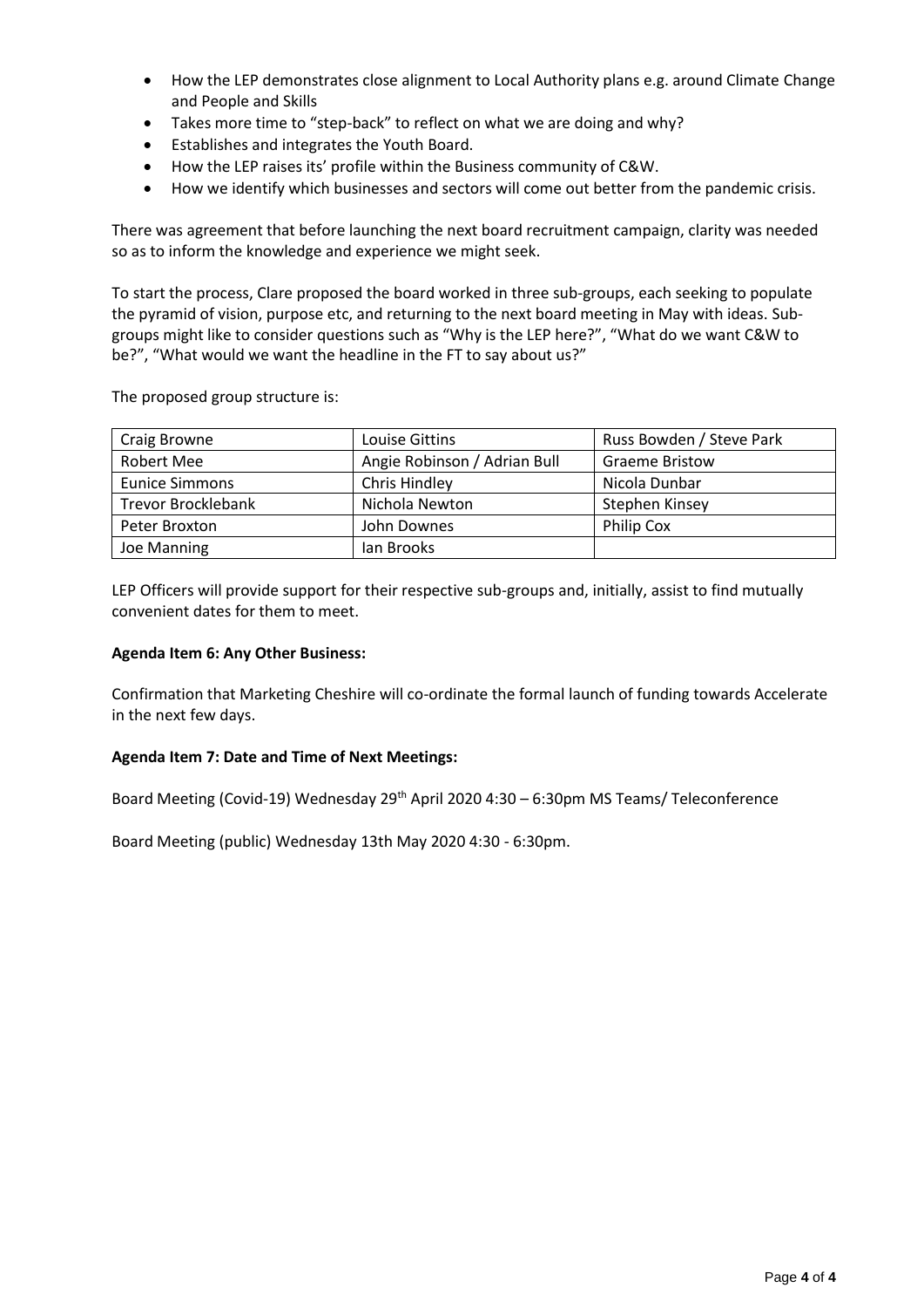- How the LEP demonstrates close alignment to Local Authority plans e.g. around Climate Change and People and Skills
- Takes more time to "step-back" to reflect on what we are doing and why?
- Establishes and integrates the Youth Board.
- How the LEP raises its' profile within the Business community of C&W.
- How we identify which businesses and sectors will come out better from the pandemic crisis.

There was agreement that before launching the next board recruitment campaign, clarity was needed so as to inform the knowledge and experience we might seek.

To start the process, Clare proposed the board worked in three sub-groups, each seeking to populate the pyramid of vision, purpose etc, and returning to the next board meeting in May with ideas. Sub-groups might like to consider questions such as "Why is the LEP here?", "What do we want C&W to be?", "What would we want the headline in the FT to say about us?"

The proposed group structure is:

| | | |
|---|---|---|
| Craig Browne | Louise Gittins | Russ Bowden / Steve Park |
| Robert Mee | Angie Robinson / Adrian Bull | Graeme Bristow |
| Eunice Simmons | Chris Hindley | Nicola Dunbar |
| Trevor Brocklebank | Nichola Newton | Stephen Kinsey |
| Peter Broxton | John Downes | Philip Cox |
| Joe Manning | Ian Brooks | |

LEP Officers will provide support for their respective sub-groups and, initially, assist to find mutually convenient dates for them to meet.

**Agenda Item 6: Any Other Business:**

Confirmation that Marketing Cheshire will co-ordinate the formal launch of funding towards Accelerate in the next few days.

**Agenda Item 7: Date and Time of Next Meetings:**

Board Meeting (Covid-19) Wednesday 29th April 2020 4:30 – 6:30pm MS Teams/ Teleconference

Board Meeting (public) Wednesday 13th May 2020 4:30 - 6:30pm.